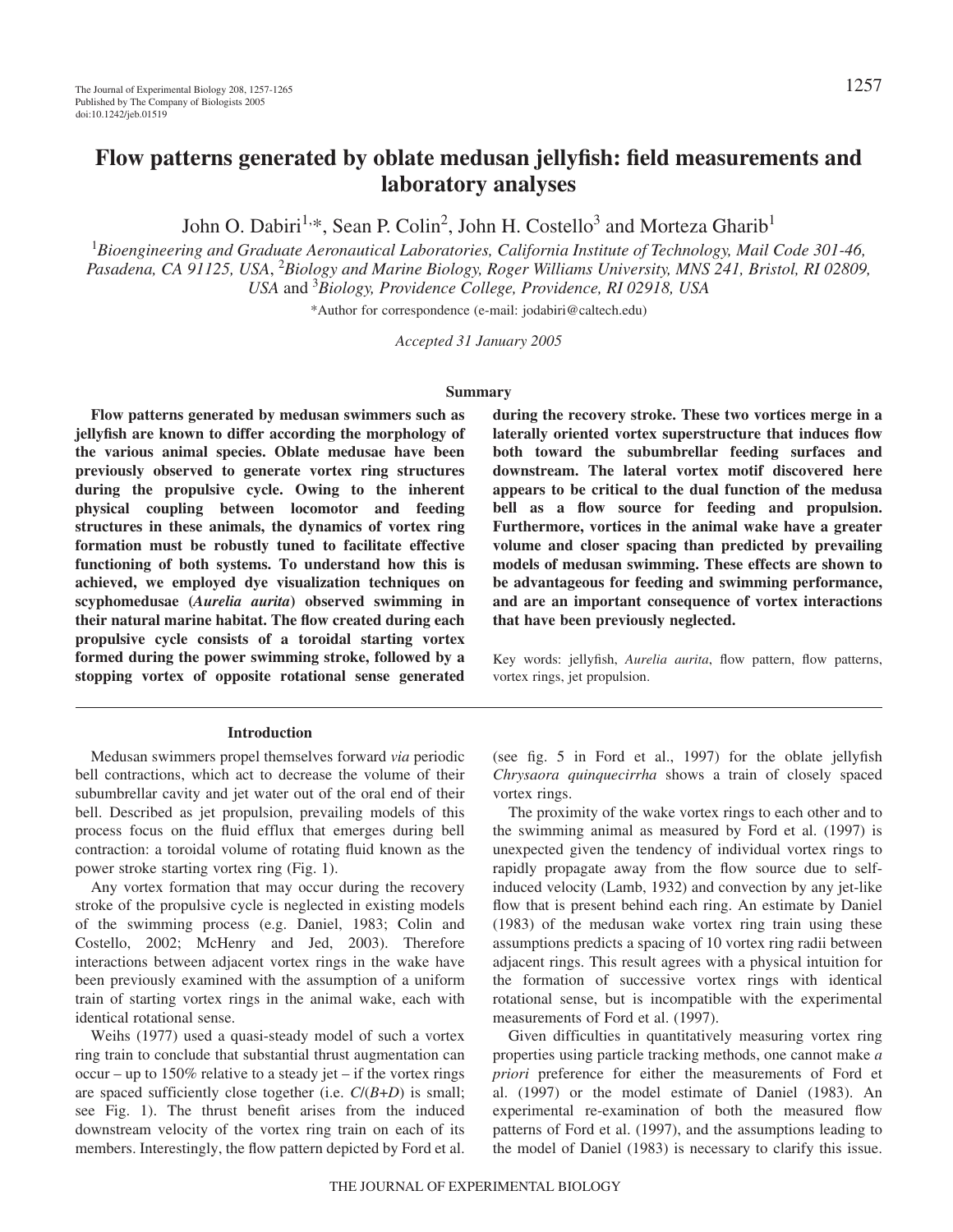# Flow patterns generated by oblate medusan jellyfish: field measurements and laboratory analyses

John O. Dabiri[1,*], Sean P. Colin[2], John H. Costello[3] and Morteza Gharib[1]

[1]*Bioengineering and Graduate Aeronautical Laboratories, California Institute of Technology, Mail Code 301-46, Pasadena, CA 91125, USA*, [2]*Biology and Marine Biology, Roger Williams University, MNS 241, Bristol, RI 02809, USA* and [3]*Biology, Providence College, Providence, RI 02918, USA*

*Author for correspondence (e-mail: jodabiri@caltech.edu)

*Accepted 31 January 2005*

## Summary

**Flow patterns generated by medusan swimmers such as jellyfish are known to differ according the morphology of the various animal species. Oblate medusae have been previously observed to generate vortex ring structures during the propulsive cycle. Owing to the inherent physical coupling between locomotor and feeding structures in these animals, the dynamics of vortex ring formation must be robustly tuned to facilitate effective functioning of both systems. To understand how this is achieved, we employed dye visualization techniques on scyphomedusae (*Aurelia aurita*) observed swimming in their natural marine habitat. The flow created during each propulsive cycle consists of a toroidal starting vortex formed during the power swimming stroke, followed by a stopping vortex of opposite rotational sense generated during the recovery stroke. These two vortices merge in a laterally oriented vortex superstructure that induces flow both toward the subumbrellar feeding surfaces and downstream. The lateral vortex motif discovered here appears to be critical to the dual function of the medusa bell as a flow source for feeding and propulsion. Furthermore, vortices in the animal wake have a greater volume and closer spacing than predicted by prevailing models of medusan swimming. These effects are shown to be advantageous for feeding and swimming performance, and are an important consequence of vortex interactions that have been previously neglected.**

Key words: jellyfish, *Aurelia aurita*, flow pattern, flow patterns, vortex rings, jet propulsion.

## Introduction

Medusan swimmers propel themselves forward *via* periodic bell contractions, which act to decrease the volume of their subumbrellar cavity and jet water out of the oral end of their bell. Described as jet propulsion, prevailing models of this process focus on the fluid efflux that emerges during bell contraction: a toroidal volume of rotating fluid known as the power stroke starting vortex ring (Fig. 1).

Any vortex formation that may occur during the recovery stroke of the propulsive cycle is neglected in existing models of the swimming process (e.g. Daniel, 1983; Colin and Costello, 2002; McHenry and Jed, 2003). Therefore interactions between adjacent vortex rings in the wake have been previously examined with the assumption of a uniform train of starting vortex rings in the animal wake, each with identical rotational sense.

Weihs (1977) used a quasi-steady model of such a vortex ring train to conclude that substantial thrust augmentation can occur – up to 150% relative to a steady jet – if the vortex rings are spaced sufficiently close together (i.e. $C/(B+D)$ is small; see Fig. 1). The thrust benefit arises from the induced downstream velocity of the vortex ring train on each of its members. Interestingly, the flow pattern depicted by Ford et al. (see fig. 5 in Ford et al., 1997) for the oblate jellyfish *Chrysaora quinquecirrha* shows a train of closely spaced vortex rings.

The proximity of the wake vortex rings to each other and to the swimming animal as measured by Ford et al. (1997) is unexpected given the tendency of individual vortex rings to rapidly propagate away from the flow source due to self-induced velocity (Lamb, 1932) and convection by any jet-like flow that is present behind each ring. An estimate by Daniel (1983) of the medusan wake vortex ring train using these assumptions predicts a spacing of 10 vortex ring radii between adjacent rings. This result agrees with a physical intuition for the formation of successive vortex rings with identical rotational sense, but is incompatible with the experimental measurements of Ford et al. (1997).

Given difficulties in quantitatively measuring vortex ring properties using particle tracking methods, one cannot make *a priori* preference for either the measurements of Ford et al. (1997) or the model estimate of Daniel (1983). An experimental re-examination of both the measured flow patterns of Ford et al. (1997), and the assumptions leading to the model of Daniel (1983) is necessary to clarify this issue.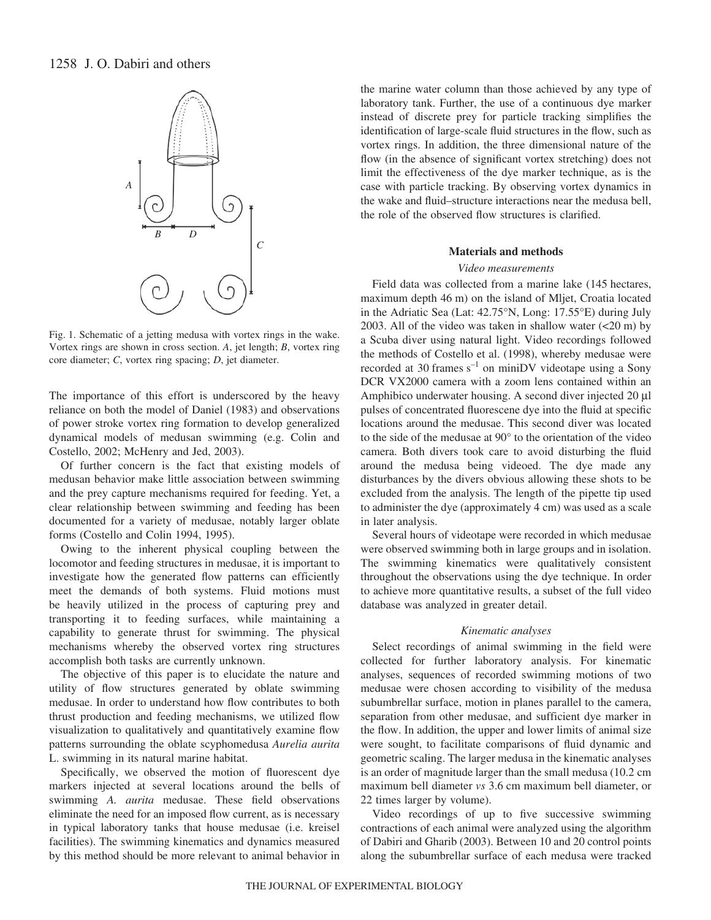Fig. 1. Schematic of a jetting medusa with vortex rings in the wake. Vortex rings are shown in cross section. *A*, jet length; *B*, vortex ring core diameter; *C*, vortex ring spacing; *D*, jet diameter.

The importance of this effort is underscored by the heavy reliance on both the model of Daniel (1983) and observations of power stroke vortex ring formation to develop generalized dynamical models of medusan swimming (e.g. Colin and Costello, 2002; McHenry and Jed, 2003).

Of further concern is the fact that existing models of medusan behavior make little association between swimming and the prey capture mechanisms required for feeding. Yet, a clear relationship between swimming and feeding has been documented for a variety of medusae, notably larger oblate forms (Costello and Colin 1994, 1995).

Owing to the inherent physical coupling between the locomotor and feeding structures in medusae, it is important to investigate how the generated flow patterns can efficiently meet the demands of both systems. Fluid motions must be heavily utilized in the process of capturing prey and transporting it to feeding surfaces, while maintaining a capability to generate thrust for swimming. The physical mechanisms whereby the observed vortex ring structures accomplish both tasks are currently unknown.

The objective of this paper is to elucidate the nature and utility of flow structures generated by oblate swimming medusae. In order to understand how flow contributes to both thrust production and feeding mechanisms, we utilized flow visualization to qualitatively and quantitatively examine flow patterns surrounding the oblate scyphomedusa *Aurelia aurita* L. swimming in its natural marine habitat.

Specifically, we observed the motion of fluorescent dye markers injected at several locations around the bells of swimming *A. aurita* medusae. These field observations eliminate the need for an imposed flow current, as is necessary in typical laboratory tanks that house medusae (i.e. kreisel facilities). The swimming kinematics and dynamics measured by this method should be more relevant to animal behavior in the marine water column than those achieved by any type of laboratory tank. Further, the use of a continuous dye marker instead of discrete prey for particle tracking simplifies the identification of large-scale fluid structures in the flow, such as vortex rings. In addition, the three dimensional nature of the flow (in the absence of significant vortex stretching) does not limit the effectiveness of the dye marker technique, as is the case with particle tracking. By observing vortex dynamics in the wake and fluid–structure interactions near the medusa bell, the role of the observed flow structures is clarified.

## Materials and methods

### *Video measurements*

Field data was collected from a marine lake (145 hectares, maximum depth 46 m) on the island of Mljet, Croatia located in the Adriatic Sea (Lat: 42.75°N, Long: 17.55°E) during July 2003. All of the video was taken in shallow water (<20 m) by a Scuba diver using natural light. Video recordings followed the methods of Costello et al. (1998), whereby medusae were recorded at 30 frames $s^{-1}$ on miniDV videotape using a Sony DCR VX2000 camera with a zoom lens contained within an Amphibico underwater housing. A second diver injected 20 μl pulses of concentrated fluorescene dye into the fluid at specific locations around the medusae. This second diver was located to the side of the medusae at 90° to the orientation of the video camera. Both divers took care to avoid disturbing the fluid around the medusa being videoed. The dye made any disturbances by the divers obvious allowing these shots to be excluded from the analysis. The length of the pipette tip used to administer the dye (approximately 4 cm) was used as a scale in later analysis.

Several hours of videotape were recorded in which medusae were observed swimming both in large groups and in isolation. The swimming kinematics were qualitatively consistent throughout the observations using the dye technique. In order to achieve more quantitative results, a subset of the full video database was analyzed in greater detail.

### *Kinematic analyses*

Select recordings of animal swimming in the field were collected for further laboratory analysis. For kinematic analyses, sequences of recorded swimming motions of two medusae were chosen according to visibility of the medusa subumbrellar surface, motion in planes parallel to the camera, separation from other medusae, and sufficient dye marker in the flow. In addition, the upper and lower limits of animal size were sought, to facilitate comparisons of fluid dynamic and geometric scaling. The larger medusa in the kinematic analyses is an order of magnitude larger than the small medusa (10.2 cm maximum bell diameter *vs* 3.6 cm maximum bell diameter, or 22 times larger by volume).

Video recordings of up to five successive swimming contractions of each animal were analyzed using the algorithm of Dabiri and Gharib (2003). Between 10 and 20 control points along the subumbrellar surface of each medusa were tracked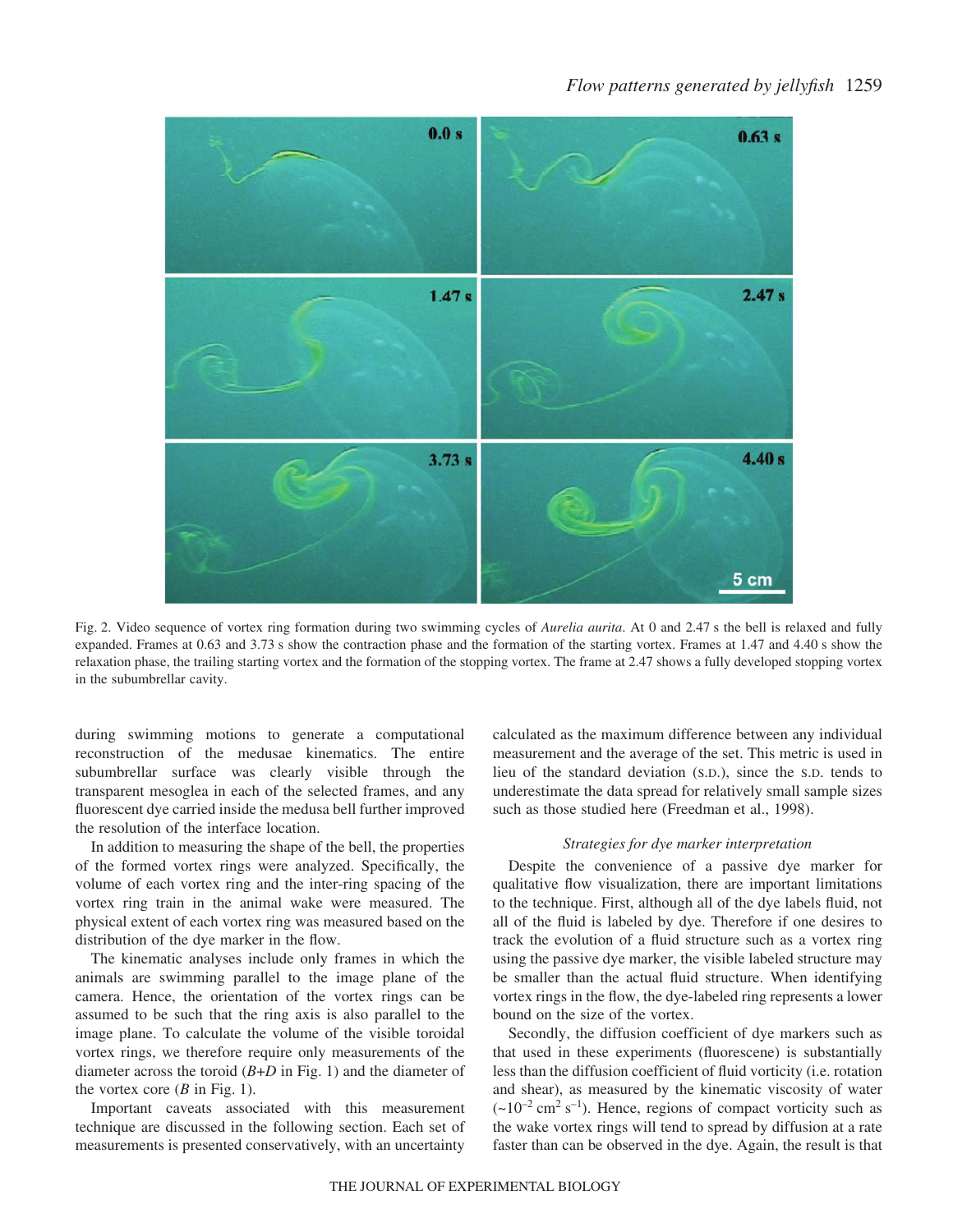Fig. 2. Video sequence of vortex ring formation during two swimming cycles of *Aurelia aurita*. At 0 and 2.47 s the bell is relaxed and fully expanded. Frames at 0.63 and 3.73 s show the contraction phase and the formation of the starting vortex. Frames at 1.47 and 4.40 s show the relaxation phase, the trailing starting vortex and the formation of the stopping vortex. The frame at 2.47 shows a fully developed stopping vortex in the subumbrellar cavity.

during swimming motions to generate a computational reconstruction of the medusae kinematics. The entire subumbrellar surface was clearly visible through the transparent mesoglea in each of the selected frames, and any fluorescent dye carried inside the medusa bell further improved the resolution of the interface location.

In addition to measuring the shape of the bell, the properties of the formed vortex rings were analyzed. Specifically, the volume of each vortex ring and the inter-ring spacing of the vortex ring train in the animal wake were measured. The physical extent of each vortex ring was measured based on the distribution of the dye marker in the flow.

The kinematic analyses include only frames in which the animals are swimming parallel to the image plane of the camera. Hence, the orientation of the vortex rings can be assumed to be such that the ring axis is also parallel to the image plane. To calculate the volume of the visible toroidal vortex rings, we therefore require only measurements of the diameter across the toroid ($B$+$D$ in Fig. 1) and the diameter of the vortex core ($B$ in Fig. 1).

Important caveats associated with this measurement technique are discussed in the following section. Each set of measurements is presented conservatively, with an uncertainty calculated as the maximum difference between any individual measurement and the average of the set. This metric is used in lieu of the standard deviation (S.D.), since the S.D. tends to underestimate the data spread for relatively small sample sizes such as those studied here (Freedman et al., 1998).

### *Strategies for dye marker interpretation*

Despite the convenience of a passive dye marker for qualitative flow visualization, there are important limitations to the technique. First, although all of the dye labels fluid, not all of the fluid is labeled by dye. Therefore if one desires to track the evolution of a fluid structure such as a vortex ring using the passive dye marker, the visible labeled structure may be smaller than the actual fluid structure. When identifying vortex rings in the flow, the dye-labeled ring represents a lower bound on the size of the vortex.

Secondly, the diffusion coefficient of dye markers such as that used in these experiments (fluorescene) is substantially less than the diffusion coefficient of fluid vorticity (i.e. rotation and shear), as measured by the kinematic viscosity of water ($\sim 10^{-2}$ cm$^2$ s$^{-1}$). Hence, regions of compact vorticity such as the wake vortex rings will tend to spread by diffusion at a rate faster than can be observed in the dye. Again, the result is that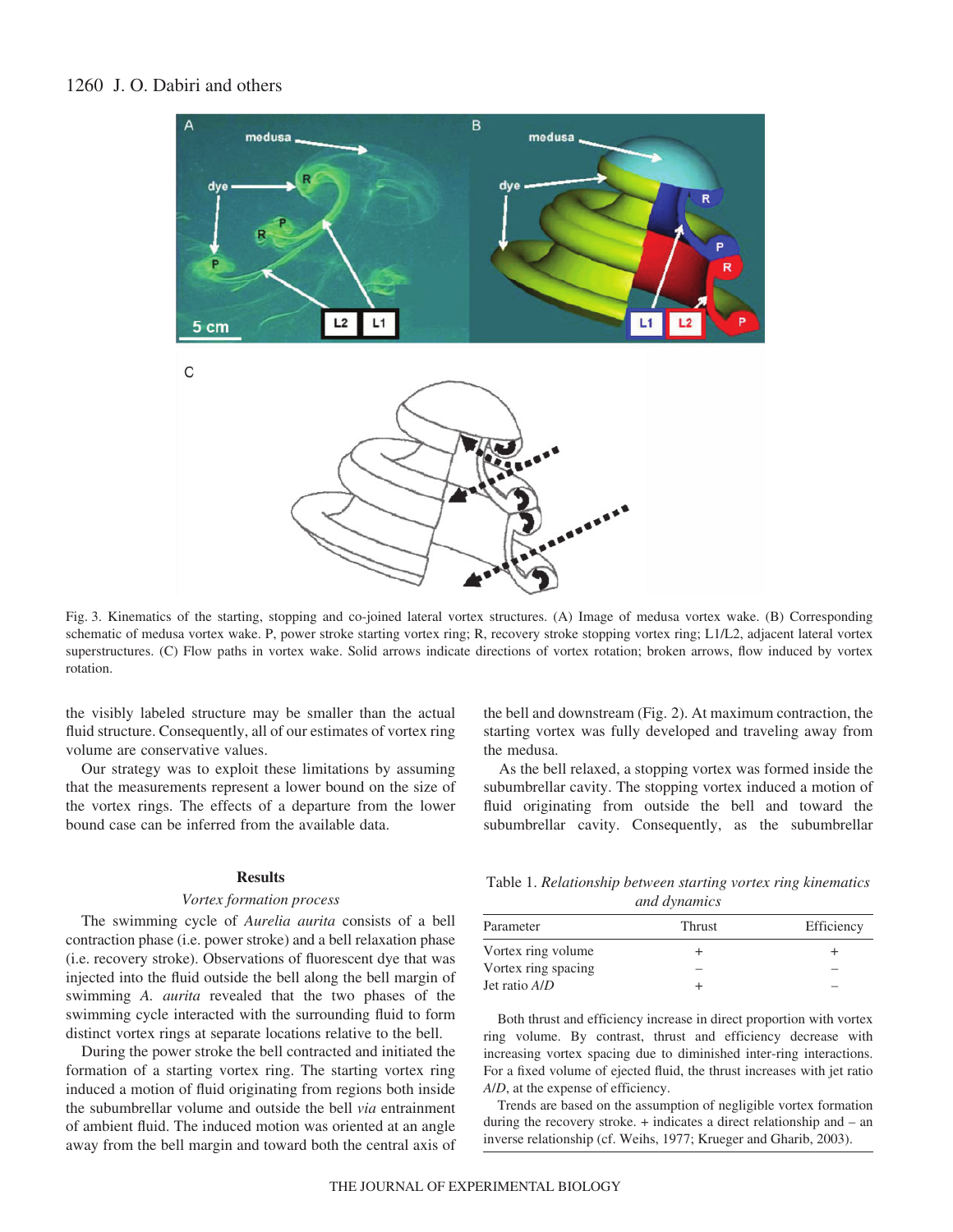Fig. 3. Kinematics of the starting, stopping and co-joined lateral vortex structures. (A) Image of medusa vortex wake. (B) Corresponding schematic of medusa vortex wake. P, power stroke starting vortex ring; R, recovery stroke stopping vortex ring; L1/L2, adjacent lateral vortex superstructures. (C) Flow paths in vortex wake. Solid arrows indicate directions of vortex rotation; broken arrows, flow induced by vortex rotation.

the visibly labeled structure may be smaller than the actual fluid structure. Consequently, all of our estimates of vortex ring volume are conservative values.

Our strategy was to exploit these limitations by assuming that the measurements represent a lower bound on the size of the vortex rings. The effects of a departure from the lower bound case can be inferred from the available data.

## Results

### *Vortex formation process*

The swimming cycle of *Aurelia aurita* consists of a bell contraction phase (i.e. power stroke) and a bell relaxation phase (i.e. recovery stroke). Observations of fluorescent dye that was injected into the fluid outside the bell along the bell margin of swimming *A. aurita* revealed that the two phases of the swimming cycle interacted with the surrounding fluid to form distinct vortex rings at separate locations relative to the bell.

During the power stroke the bell contracted and initiated the formation of a starting vortex ring. The starting vortex ring induced a motion of fluid originating from regions both inside the subumbrellar volume and outside the bell *via* entrainment of ambient fluid. The induced motion was oriented at an angle away from the bell margin and toward both the central axis of the bell and downstream (Fig. 2). At maximum contraction, the starting vortex was fully developed and traveling away from the medusa.

As the bell relaxed, a stopping vortex was formed inside the subumbrellar cavity. The stopping vortex induced a motion of fluid originating from outside the bell and toward the subumbrellar cavity. Consequently, as the subumbrellar

Table 1. *Relationship between starting vortex ring kinematics and dynamics*

| Parameter | Thrust | Efficiency |
|---|---|---|
| Vortex ring volume | + | + |
| Vortex ring spacing | – | – |
| Jet ratio *A*/*D* | + | – |

Both thrust and efficiency increase in direct proportion with vortex ring volume. By contrast, thrust and efficiency decrease with increasing vortex spacing due to diminished inter-ring interactions. For a fixed volume of ejected fluid, the thrust increases with jet ratio *A*/*D*, at the expense of efficiency.

Trends are based on the assumption of negligible vortex formation during the recovery stroke. + indicates a direct relationship and – an inverse relationship (cf. Weihs, 1977; Krueger and Gharib, 2003).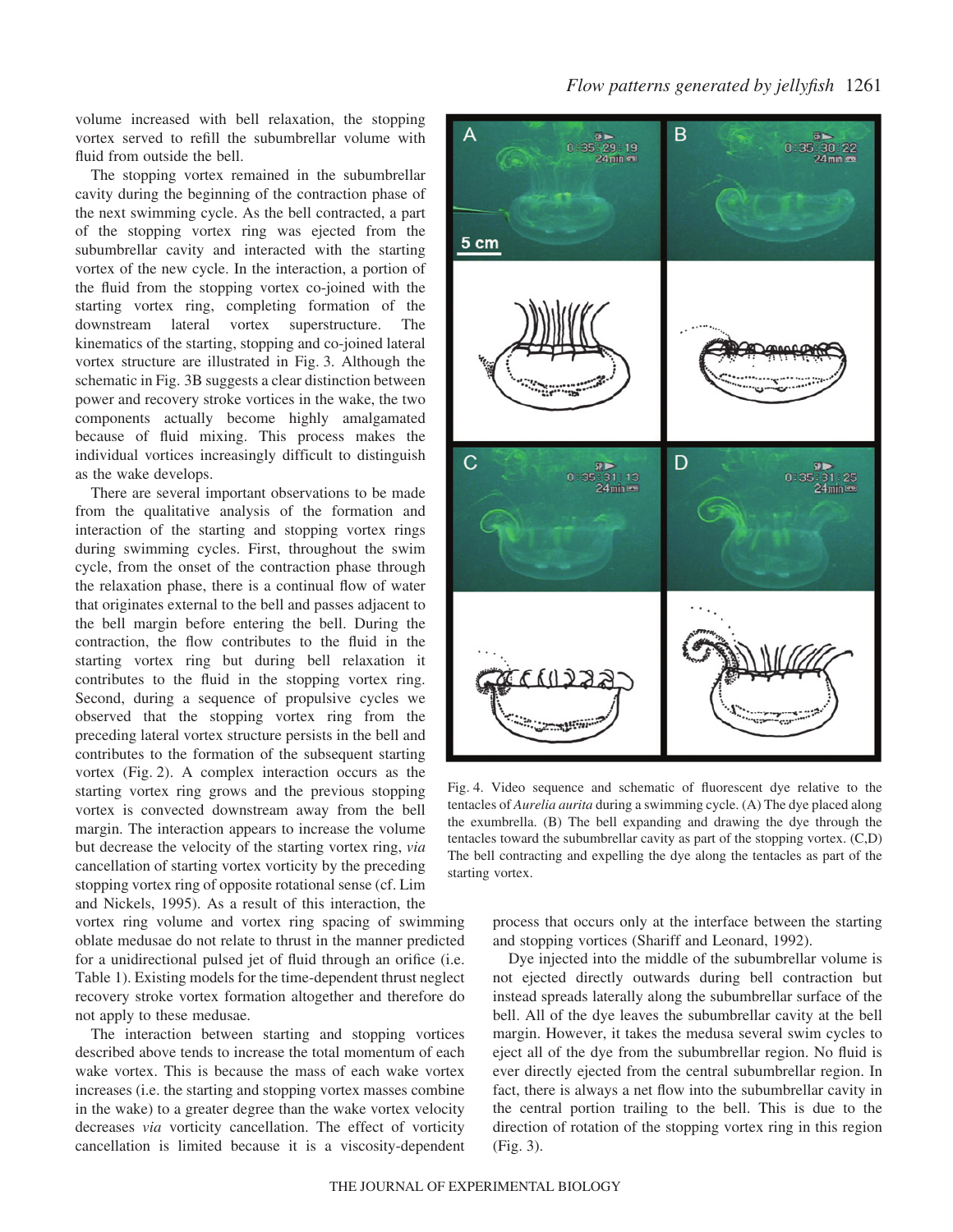volume increased with bell relaxation, the stopping vortex served to refill the subumbrellar volume with fluid from outside the bell.

The stopping vortex remained in the subumbrellar cavity during the beginning of the contraction phase of the next swimming cycle. As the bell contracted, a part of the stopping vortex ring was ejected from the subumbrellar cavity and interacted with the starting vortex of the new cycle. In the interaction, a portion of the fluid from the stopping vortex co-joined with the starting vortex ring, completing formation of the downstream lateral vortex superstructure. The kinematics of the starting, stopping and co-joined lateral vortex structure are illustrated in Fig. 3. Although the schematic in Fig. 3B suggests a clear distinction between power and recovery stroke vortices in the wake, the two components actually become highly amalgamated because of fluid mixing. This process makes the individual vortices increasingly difficult to distinguish as the wake develops.

There are several important observations to be made from the qualitative analysis of the formation and interaction of the starting and stopping vortex rings during swimming cycles. First, throughout the swim cycle, from the onset of the contraction phase through the relaxation phase, there is a continual flow of water that originates external to the bell and passes adjacent to the bell margin before entering the bell. During the contraction, the flow contributes to the fluid in the starting vortex ring but during bell relaxation it contributes to the fluid in the stopping vortex ring. Second, during a sequence of propulsive cycles we observed that the stopping vortex ring from the preceding lateral vortex structure persists in the bell and contributes to the formation of the subsequent starting vortex (Fig. 2). A complex interaction occurs as the starting vortex ring grows and the previous stopping vortex is convected downstream away from the bell margin. The interaction appears to increase the volume but decrease the velocity of the starting vortex ring, *via* cancellation of starting vortex vorticity by the preceding stopping vortex ring of opposite rotational sense (cf. Lim and Nickels, 1995). As a result of this interaction, the vortex ring volume and vortex ring spacing of swimming oblate medusae do not relate to thrust in the manner predicted for a unidirectional pulsed jet of fluid through an orifice (i.e. Table 1). Existing models for the time-dependent thrust neglect recovery stroke vortex formation altogether and therefore do not apply to these medusae.

The interaction between starting and stopping vortices described above tends to increase the total momentum of each wake vortex. This is because the mass of each wake vortex increases (i.e. the starting and stopping vortex masses combine in the wake) to a greater degree than the wake vortex velocity decreases *via* vorticity cancellation. The effect of vorticity cancellation is limited because it is a viscosity-dependent process that occurs only at the interface between the starting and stopping vortices (Shariff and Leonard, 1992).

Dye injected into the middle of the subumbrellar volume is not ejected directly outwards during bell contraction but instead spreads laterally along the subumbrellar surface of the bell. All of the dye leaves the subumbrellar cavity at the bell margin. However, it takes the medusa several swim cycles to eject all of the dye from the subumbrellar region. No fluid is ever directly ejected from the central subumbrellar region. In fact, there is always a net flow into the subumbrellar cavity in the central portion trailing to the bell. This is due to the direction of rotation of the stopping vortex ring in this region (Fig. 3).

Fig. 4. Video sequence and schematic of fluorescent dye relative to the tentacles of *Aurelia aurita* during a swimming cycle. (A) The dye placed along the exumbrella. (B) The bell expanding and drawing the dye through the tentacles toward the subumbrellar cavity as part of the stopping vortex. (C,D) The bell contracting and expelling the dye along the tentacles as part of the starting vortex.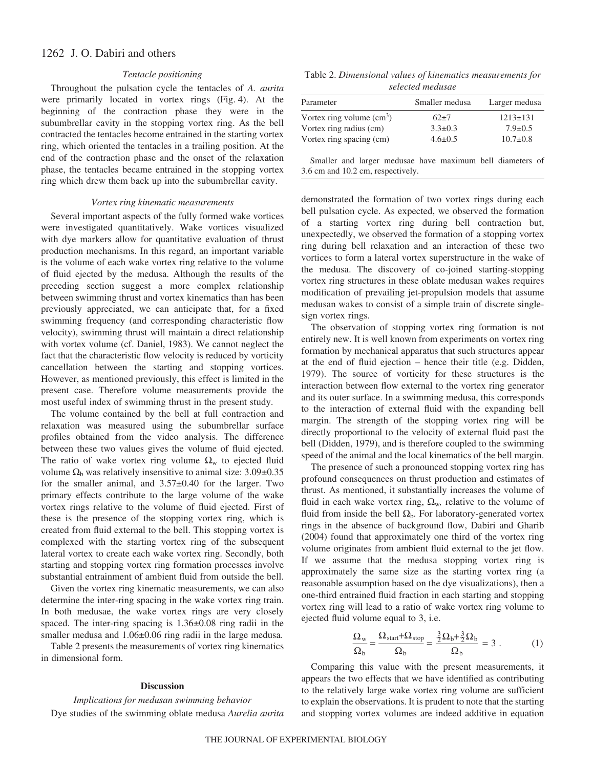### Tentacle positioning

Throughout the pulsation cycle the tentacles of *A. aurita* were primarily located in vortex rings (Fig. 4). At the beginning of the contraction phase they were in the subumbrellar cavity in the stopping vortex ring. As the bell contracted the tentacles become entrained in the starting vortex ring, which oriented the tentacles in a trailing position. At the end of the contraction phase and the onset of the relaxation phase, the tentacles became entrained in the stopping vortex ring which drew them back up into the subumbrellar cavity.

### Vortex ring kinematic measurements

Several important aspects of the fully formed wake vortices were investigated quantitatively. Wake vortices visualized with dye markers allow for quantitative evaluation of thrust production mechanisms. In this regard, an important variable is the volume of each wake vortex ring relative to the volume of fluid ejected by the medusa. Although the results of the preceding section suggest a more complex relationship between swimming thrust and vortex kinematics than has been previously appreciated, we can anticipate that, for a fixed swimming frequency (and corresponding characteristic flow velocity), swimming thrust will maintain a direct relationship with vortex volume (cf. Daniel, 1983). We cannot neglect the fact that the characteristic flow velocity is reduced by vorticity cancellation between the starting and stopping vortices. However, as mentioned previously, this effect is limited in the present case. Therefore volume measurements provide the most useful index of swimming thrust in the present study.

The volume contained by the bell at full contraction and relaxation was measured using the subumbrellar surface profiles obtained from the video analysis. The difference between these two values gives the volume of fluid ejected. The ratio of wake vortex ring volume $\Omega_w$ to ejected fluid volume $\Omega_b$ was relatively insensitive to animal size: 3.09±0.35 for the smaller animal, and 3.57±0.40 for the larger. Two primary effects contribute to the large volume of the wake vortex rings relative to the volume of fluid ejected. First of these is the presence of the stopping vortex ring, which is created from fluid external to the bell. This stopping vortex is complexed with the starting vortex ring of the subsequent lateral vortex to create each wake vortex ring. Secondly, both starting and stopping vortex ring formation processes involve substantial entrainment of ambient fluid from outside the bell.

Given the vortex ring kinematic measurements, we can also determine the inter-ring spacing in the wake vortex ring train. In both medusae, the wake vortex rings are very closely spaced. The inter-ring spacing is 1.36±0.08 ring radii in the smaller medusa and 1.06±0.06 ring radii in the large medusa.

Table 2 presents the measurements of vortex ring kinematics in dimensional form.

Table 2. *Dimensional values of kinematics measurements for selected medusae*

| Parameter | Smaller medusa | Larger medusa |
|---|---|---|
| Vortex ring volume ($cm^3$) | 62±7 | 1213±131 |
| Vortex ring radius (cm) | 3.3±0.3 | 7.9±0.5 |
| Vortex ring spacing (cm) | 4.6±0.5 | 10.7±0.8 |

Smaller and larger medusae have maximum bell diameters of 3.6 cm and 10.2 cm, respectively.

## Discussion

### Implications for medusan swimming behavior

Dye studies of the swimming oblate medusa *Aurelia aurita* demonstrated the formation of two vortex rings during each bell pulsation cycle. As expected, we observed the formation of a starting vortex ring during bell contraction but, unexpectedly, we observed the formation of a stopping vortex ring during bell relaxation and an interaction of these two vortices to form a lateral vortex superstructure in the wake of the medusa. The discovery of co-joined starting-stopping vortex ring structures in these oblate medusan wakes requires modification of prevailing jet-propulsion models that assume medusan wakes to consist of a simple train of discrete single-sign vortex rings.

The observation of stopping vortex ring formation is not entirely new. It is well known from experiments on vortex ring formation by mechanical apparatus that such structures appear at the end of fluid ejection – hence their title (e.g. Didden, 1979). The source of vorticity for these structures is the interaction between flow external to the vortex ring generator and its outer surface. In a swimming medusa, this corresponds to the interaction of external fluid with the expanding bell margin. The strength of the stopping vortex ring will be directly proportional to the velocity of external fluid past the bell (Didden, 1979), and is therefore coupled to the swimming speed of the animal and the local kinematics of the bell margin.

The presence of such a pronounced stopping vortex ring has profound consequences on thrust production and estimates of thrust. As mentioned, it substantially increases the volume of fluid in each wake vortex ring, $\Omega_w$, relative to the volume of fluid from inside the bell $\Omega_b$. For laboratory-generated vortex rings in the absence of background flow, Dabiri and Gharib (2004) found that approximately one third of the vortex ring volume originates from ambient fluid external to the jet flow. If we assume that the medusa stopping vortex ring is approximately the same size as the starting vortex ring (a reasonable assumption based on the dye visualizations), then a one-third entrained fluid fraction in each starting and stopping vortex ring will lead to a ratio of wake vortex ring volume to ejected fluid volume equal to 3, i.e.

$$\frac{\Omega_w}{\Omega_b} = \frac{\Omega_{start}+\Omega_{stop}}{\Omega_b} = \frac{\frac{3}{2}\Omega_b+\frac{3}{2}\Omega_b}{\Omega_b} = 3 \,. \quad (1)$$

Comparing this value with the present measurements, it appears the two effects that we have identified as contributing to the relatively large wake vortex ring volume are sufficient to explain the observations. It is prudent to note that the starting and stopping vortex volumes are indeed additive in equation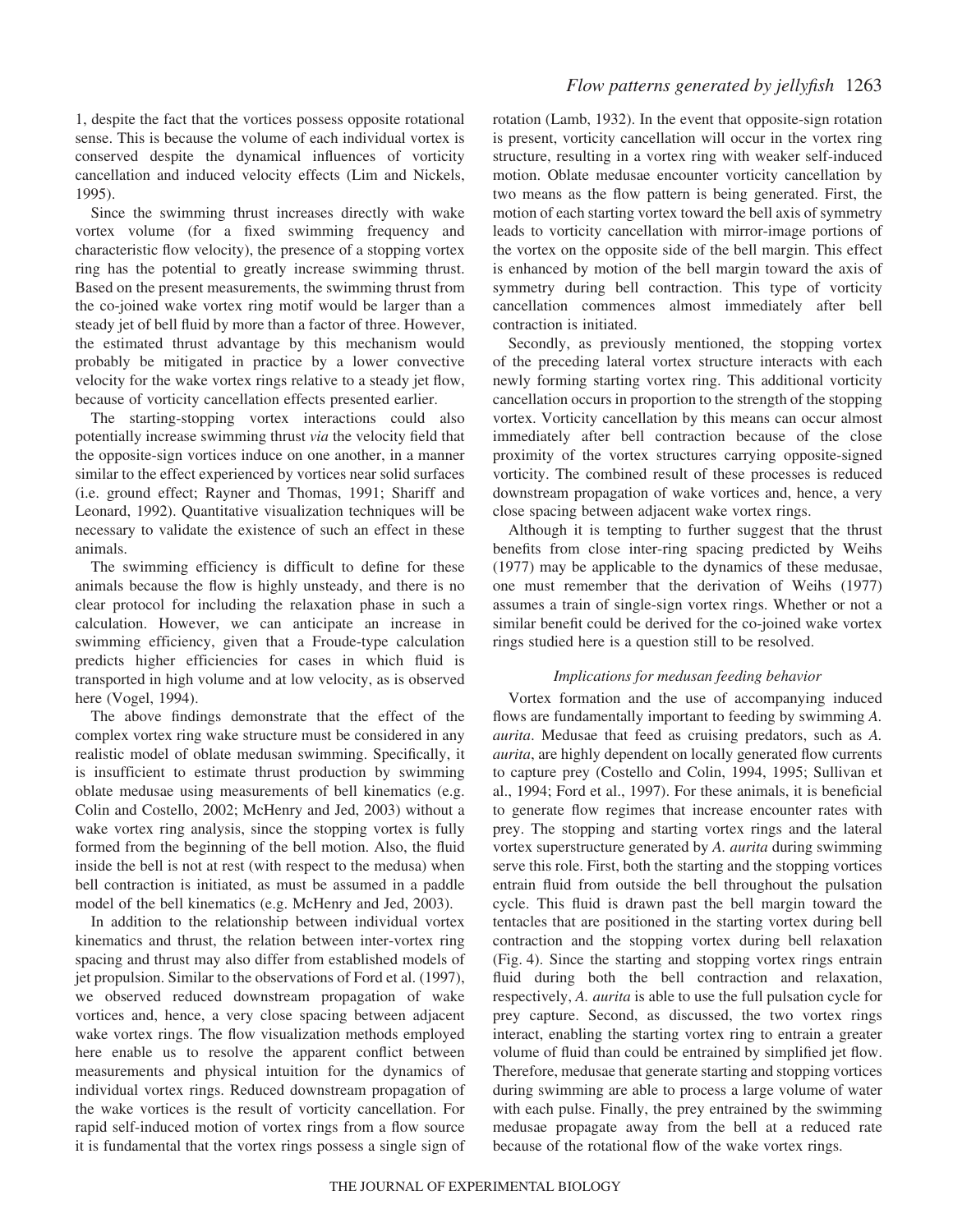1, despite the fact that the vortices possess opposite rotational sense. This is because the volume of each individual vortex is conserved despite the dynamical influences of vorticity cancellation and induced velocity effects (Lim and Nickels, 1995).

Since the swimming thrust increases directly with wake vortex volume (for a fixed swimming frequency and characteristic flow velocity), the presence of a stopping vortex ring has the potential to greatly increase swimming thrust. Based on the present measurements, the swimming thrust from the co-joined wake vortex ring motif would be larger than a steady jet of bell fluid by more than a factor of three. However, the estimated thrust advantage by this mechanism would probably be mitigated in practice by a lower convective velocity for the wake vortex rings relative to a steady jet flow, because of vorticity cancellation effects presented earlier.

The starting-stopping vortex interactions could also potentially increase swimming thrust *via* the velocity field that the opposite-sign vortices induce on one another, in a manner similar to the effect experienced by vortices near solid surfaces (i.e. ground effect; Rayner and Thomas, 1991; Shariff and Leonard, 1992). Quantitative visualization techniques will be necessary to validate the existence of such an effect in these animals.

The swimming efficiency is difficult to define for these animals because the flow is highly unsteady, and there is no clear protocol for including the relaxation phase in such a calculation. However, we can anticipate an increase in swimming efficiency, given that a Froude-type calculation predicts higher efficiencies for cases in which fluid is transported in high volume and at low velocity, as is observed here (Vogel, 1994).

The above findings demonstrate that the effect of the complex vortex ring wake structure must be considered in any realistic model of oblate medusan swimming. Specifically, it is insufficient to estimate thrust production by swimming oblate medusae using measurements of bell kinematics (e.g. Colin and Costello, 2002; McHenry and Jed, 2003) without a wake vortex ring analysis, since the stopping vortex is fully formed from the beginning of the bell motion. Also, the fluid inside the bell is not at rest (with respect to the medusa) when bell contraction is initiated, as must be assumed in a paddle model of the bell kinematics (e.g. McHenry and Jed, 2003).

In addition to the relationship between individual vortex kinematics and thrust, the relation between inter-vortex ring spacing and thrust may also differ from established models of jet propulsion. Similar to the observations of Ford et al. (1997), we observed reduced downstream propagation of wake vortices and, hence, a very close spacing between adjacent wake vortex rings. The flow visualization methods employed here enable us to resolve the apparent conflict between measurements and physical intuition for the dynamics of individual vortex rings. Reduced downstream propagation of the wake vortices is the result of vorticity cancellation. For rapid self-induced motion of vortex rings from a flow source it is fundamental that the vortex rings possess a single sign of rotation (Lamb, 1932). In the event that opposite-sign rotation is present, vorticity cancellation will occur in the vortex ring structure, resulting in a vortex ring with weaker self-induced motion. Oblate medusae encounter vorticity cancellation by two means as the flow pattern is being generated. First, the motion of each starting vortex toward the bell axis of symmetry leads to vorticity cancellation with mirror-image portions of the vortex on the opposite side of the bell margin. This effect is enhanced by motion of the bell margin toward the axis of symmetry during bell contraction. This type of vorticity cancellation commences almost immediately after bell contraction is initiated.

Secondly, as previously mentioned, the stopping vortex of the preceding lateral vortex structure interacts with each newly forming starting vortex ring. This additional vorticity cancellation occurs in proportion to the strength of the stopping vortex. Vorticity cancellation by this means can occur almost immediately after bell contraction because of the close proximity of the vortex structures carrying opposite-signed vorticity. The combined result of these processes is reduced downstream propagation of wake vortices and, hence, a very close spacing between adjacent wake vortex rings.

Although it is tempting to further suggest that the thrust benefits from close inter-ring spacing predicted by Weihs (1977) may be applicable to the dynamics of these medusae, one must remember that the derivation of Weihs (1977) assumes a train of single-sign vortex rings. Whether or not a similar benefit could be derived for the co-joined wake vortex rings studied here is a question still to be resolved.

### *Implications for medusan feeding behavior*

Vortex formation and the use of accompanying induced flows are fundamentally important to feeding by swimming *A. aurita*. Medusae that feed as cruising predators, such as *A. aurita*, are highly dependent on locally generated flow currents to capture prey (Costello and Colin, 1994, 1995; Sullivan et al., 1994; Ford et al., 1997). For these animals, it is beneficial to generate flow regimes that increase encounter rates with prey. The stopping and starting vortex rings and the lateral vortex superstructure generated by *A. aurita* during swimming serve this role. First, both the starting and the stopping vortices entrain fluid from outside the bell throughout the pulsation cycle. This fluid is drawn past the bell margin toward the tentacles that are positioned in the starting vortex during bell contraction and the stopping vortex during bell relaxation (Fig. 4). Since the starting and stopping vortex rings entrain fluid during both the bell contraction and relaxation, respectively, *A. aurita* is able to use the full pulsation cycle for prey capture. Second, as discussed, the two vortex rings interact, enabling the starting vortex ring to entrain a greater volume of fluid than could be entrained by simplified jet flow. Therefore, medusae that generate starting and stopping vortices during swimming are able to process a large volume of water with each pulse. Finally, the prey entrained by the swimming medusae propagate away from the bell at a reduced rate because of the rotational flow of the wake vortex rings.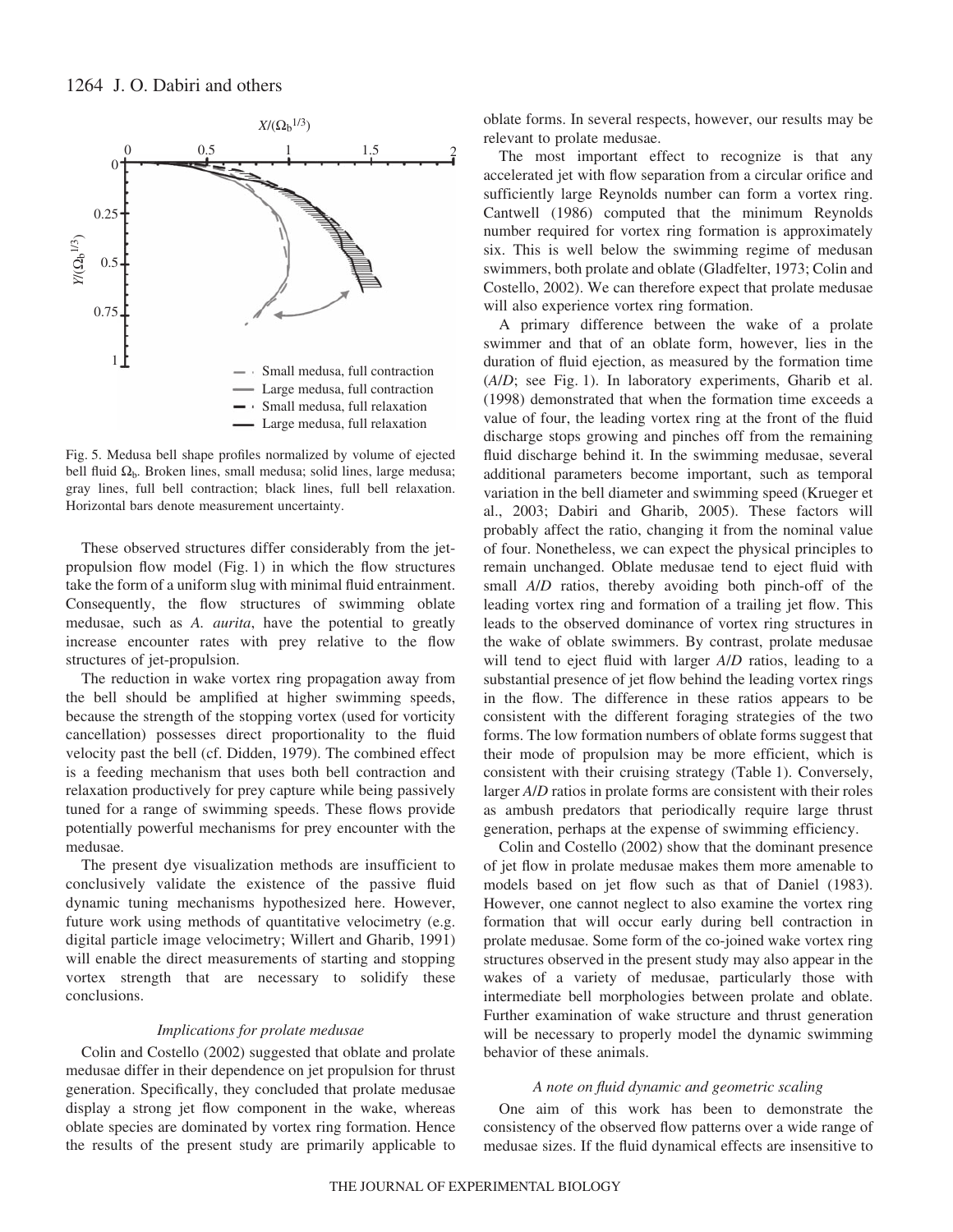Fig. 5. Medusa bell shape profiles normalized by volume of ejected bell fluid $\Omega_b$. Broken lines, small medusa; solid lines, large medusa; gray lines, full bell contraction; black lines, full bell relaxation. Horizontal bars denote measurement uncertainty.

These observed structures differ considerably from the jet-propulsion flow model (Fig. 1) in which the flow structures take the form of a uniform slug with minimal fluid entrainment. Consequently, the flow structures of swimming oblate medusae, such as *A. aurita*, have the potential to greatly increase encounter rates with prey relative to the flow structures of jet-propulsion.

The reduction in wake vortex ring propagation away from the bell should be amplified at higher swimming speeds, because the strength of the stopping vortex (used for vorticity cancellation) possesses direct proportionality to the fluid velocity past the bell (cf. Didden, 1979). The combined effect is a feeding mechanism that uses both bell contraction and relaxation productively for prey capture while being passively tuned for a range of swimming speeds. These flows provide potentially powerful mechanisms for prey encounter with the medusae.

The present dye visualization methods are insufficient to conclusively validate the existence of the passive fluid dynamic tuning mechanisms hypothesized here. However, future work using methods of quantitative velocimetry (e.g. digital particle image velocimetry; Willert and Gharib, 1991) will enable the direct measurements of starting and stopping vortex strength that are necessary to solidify these conclusions.

### *Implications for prolate medusae*

Colin and Costello (2002) suggested that oblate and prolate medusae differ in their dependence on jet propulsion for thrust generation. Specifically, they concluded that prolate medusae display a strong jet flow component in the wake, whereas oblate species are dominated by vortex ring formation. Hence the results of the present study are primarily applicable to oblate forms. In several respects, however, our results may be relevant to prolate medusae.

The most important effect to recognize is that any accelerated jet with flow separation from a circular orifice and sufficiently large Reynolds number can form a vortex ring. Cantwell (1986) computed that the minimum Reynolds number required for vortex ring formation is approximately six. This is well below the swimming regime of medusan swimmers, both prolate and oblate (Gladfelter, 1973; Colin and Costello, 2002). We can therefore expect that prolate medusae will also experience vortex ring formation.

A primary difference between the wake of a prolate swimmer and that of an oblate form, however, lies in the duration of fluid ejection, as measured by the formation time (*A*/*D*; see Fig. 1). In laboratory experiments, Gharib et al. (1998) demonstrated that when the formation time exceeds a value of four, the leading vortex ring at the front of the fluid discharge stops growing and pinches off from the remaining fluid discharge behind it. In the swimming medusae, several additional parameters become important, such as temporal variation in the bell diameter and swimming speed (Krueger et al., 2003; Dabiri and Gharib, 2005). These factors will probably affect the ratio, changing it from the nominal value of four. Nonetheless, we can expect the physical principles to remain unchanged. Oblate medusae tend to eject fluid with small *A*/*D* ratios, thereby avoiding both pinch-off of the leading vortex ring and formation of a trailing jet flow. This leads to the observed dominance of vortex ring structures in the wake of oblate swimmers. By contrast, prolate medusae will tend to eject fluid with larger *A*/*D* ratios, leading to a substantial presence of jet flow behind the leading vortex rings in the flow. The difference in these ratios appears to be consistent with the different foraging strategies of the two forms. The low formation numbers of oblate forms suggest that their mode of propulsion may be more efficient, which is consistent with their cruising strategy (Table 1). Conversely, larger *A*/*D* ratios in prolate forms are consistent with their roles as ambush predators that periodically require large thrust generation, perhaps at the expense of swimming efficiency.

Colin and Costello (2002) show that the dominant presence of jet flow in prolate medusae makes them more amenable to models based on jet flow such as that of Daniel (1983). However, one cannot neglect to also examine the vortex ring formation that will occur early during bell contraction in prolate medusae. Some form of the co-joined wake vortex ring structures observed in the present study may also appear in the wakes of a variety of medusae, particularly those with intermediate bell morphologies between prolate and oblate. Further examination of wake structure and thrust generation will be necessary to properly model the dynamic swimming behavior of these animals.

### *A note on fluid dynamic and geometric scaling*

One aim of this work has been to demonstrate the consistency of the observed flow patterns over a wide range of medusae sizes. If the fluid dynamical effects are insensitive to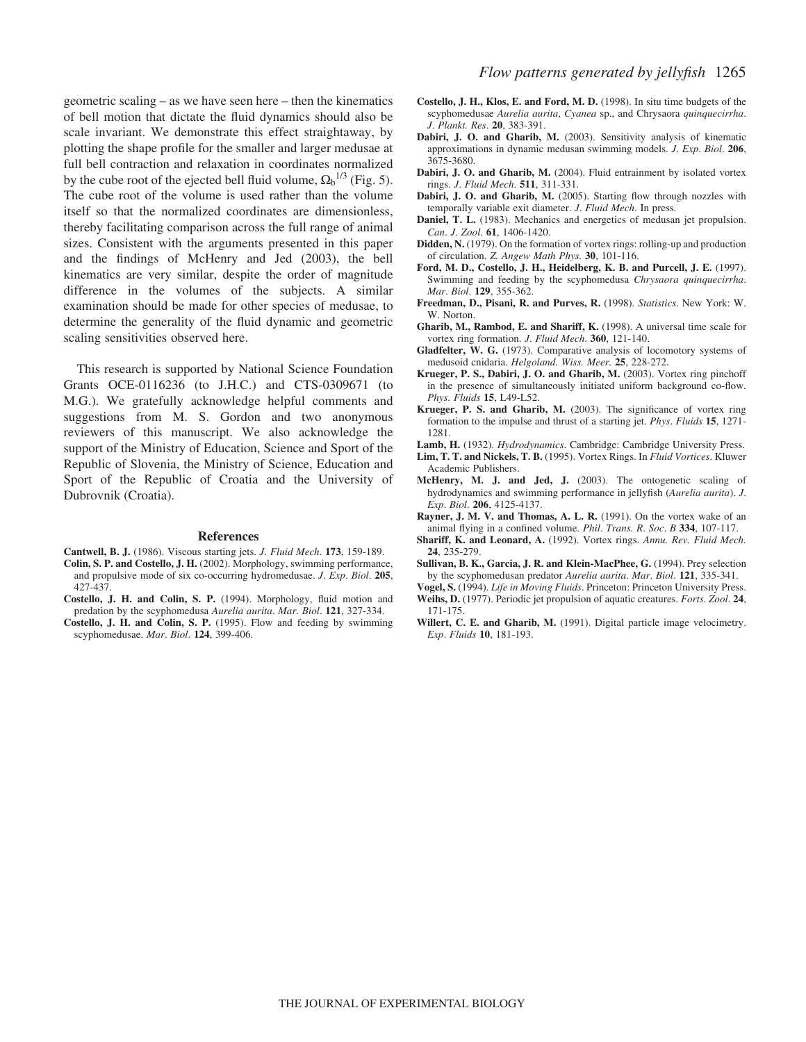geometric scaling – as we have seen here – then the kinematics of bell motion that dictate the fluid dynamics should also be scale invariant. We demonstrate this effect straightaway, by plotting the shape profile for the smaller and larger medusae at full bell contraction and relaxation in coordinates normalized by the cube root of the ejected bell fluid volume, $\Omega_b^{1/3}$ (Fig. 5). The cube root of the volume is used rather than the volume itself so that the normalized coordinates are dimensionless, thereby facilitating comparison across the full range of animal sizes. Consistent with the arguments presented in this paper and the findings of McHenry and Jed (2003), the bell kinematics are very similar, despite the order of magnitude difference in the volumes of the subjects. A similar examination should be made for other species of medusae, to determine the generality of the fluid dynamic and geometric scaling sensitivities observed here.

This research is supported by National Science Foundation Grants OCE-0116236 (to J.H.C.) and CTS-0309671 (to M.G.). We gratefully acknowledge helpful comments and suggestions from M. S. Gordon and two anonymous reviewers of this manuscript. We also acknowledge the support of the Ministry of Education, Science and Sport of the Republic of Slovenia, the Ministry of Science, Education and Sport of the Republic of Croatia and the University of Dubrovnik (Croatia).

## References

**Cantwell, B. J.** (1986). Viscous starting jets. *J. Fluid Mech*. **173**, 159-189.

**Colin, S. P. and Costello, J. H.** (2002). Morphology, swimming performance, and propulsive mode of six co-occurring hydromedusae. *J. Exp. Biol*. **205**, 427-437.

**Costello, J. H. and Colin, S. P.** (1994). Morphology, fluid motion and predation by the scyphomedusa *Aurelia aurita*. *Mar. Biol*. **121**, 327-334.

**Costello, J. H. and Colin, S. P.** (1995). Flow and feeding by swimming scyphomedusae. *Mar. Biol*. **124**, 399-406.

**Costello, J. H., Klos, E. and Ford, M. D.** (1998). In situ time budgets of the scyphomedusae *Aurelia aurita*, *Cyanea* sp., and Chrysaora *quinquecirrha*. *J. Plankt. Res*. **20**, 383-391.

**Dabiri, J. O. and Gharib, M.** (2003). Sensitivity analysis of kinematic approximations in dynamic medusan swimming models. *J. Exp. Biol*. **206**, 3675-3680.

**Dabiri, J. O. and Gharib, M.** (2004). Fluid entrainment by isolated vortex rings. *J. Fluid Mech*. **511**, 311-331.

**Dabiri, J. O. and Gharib, M.** (2005). Starting flow through nozzles with temporally variable exit diameter. *J. Fluid Mech*. In press.

**Daniel, T. L.** (1983). Mechanics and energetics of medusan jet propulsion. *Can. J. Zool*. **61**, 1406-1420.

**Didden, N.** (1979). On the formation of vortex rings: rolling-up and production of circulation. *Z. Angew Math Phys.* **30**, 101-116.

**Ford, M. D., Costello, J. H., Heidelberg, K. B. and Purcell, J. E.** (1997). Swimming and feeding by the scyphomedusa *Chrysaora quinquecirrha*. *Mar. Biol*. **129**, 355-362.

**Freedman, D., Pisani, R. and Purves, R.** (1998). *Statistics*. New York: W. W. Norton.

**Gharib, M., Rambod, E. and Shariff, K.** (1998). A universal time scale for vortex ring formation. *J. Fluid Mech*. **360**, 121-140.

**Gladfelter, W. G.** (1973). Comparative analysis of locomotory systems of medusoid cnidaria. *Helgoland. Wiss. Meer.* **25**, 228-272.

**Krueger, P. S., Dabiri, J. O. and Gharib, M.** (2003). Vortex ring pinchoff in the presence of simultaneously initiated uniform background co-flow. *Phys. Fluids* **15**, L49-L52.

**Krueger, P. S. and Gharib, M.** (2003). The significance of vortex ring formation to the impulse and thrust of a starting jet. *Phys. Fluids* **15**, 1271-1281.

**Lamb, H.** (1932). *Hydrodynamics*. Cambridge: Cambridge University Press.

**Lim, T. T. and Nickels, T. B.** (1995). Vortex Rings. In *Fluid Vortices*. Kluwer Academic Publishers.

**McHenry, M. J. and Jed, J.** (2003). The ontogenetic scaling of hydrodynamics and swimming performance in jellyfish (*Aurelia aurita*). *J. Exp. Biol*. **206**, 4125-4137.

**Rayner, J. M. V. and Thomas, A. L. R.** (1991). On the vortex wake of an animal flying in a confined volume. *Phil. Trans. R. Soc. B* **334**, 107-117.

**Shariff, K. and Leonard, A.** (1992). Vortex rings. *Annu. Rev. Fluid Mech.* **24**, 235-279.

**Sullivan, B. K., Garcia, J. R. and Klein-MacPhee, G.** (1994). Prey selection by the scyphomedusan predator *Aurelia aurita*. *Mar. Biol*. **121**, 335-341.

**Vogel, S.** (1994). *Life in Moving Fluids*. Princeton: Princeton University Press.

**Weihs, D.** (1977). Periodic jet propulsion of aquatic creatures. *Forts. Zool*. **24**, 171-175.

**Willert, C. E. and Gharib, M.** (1991). Digital particle image velocimetry. *Exp. Fluids* **10**, 181-193.